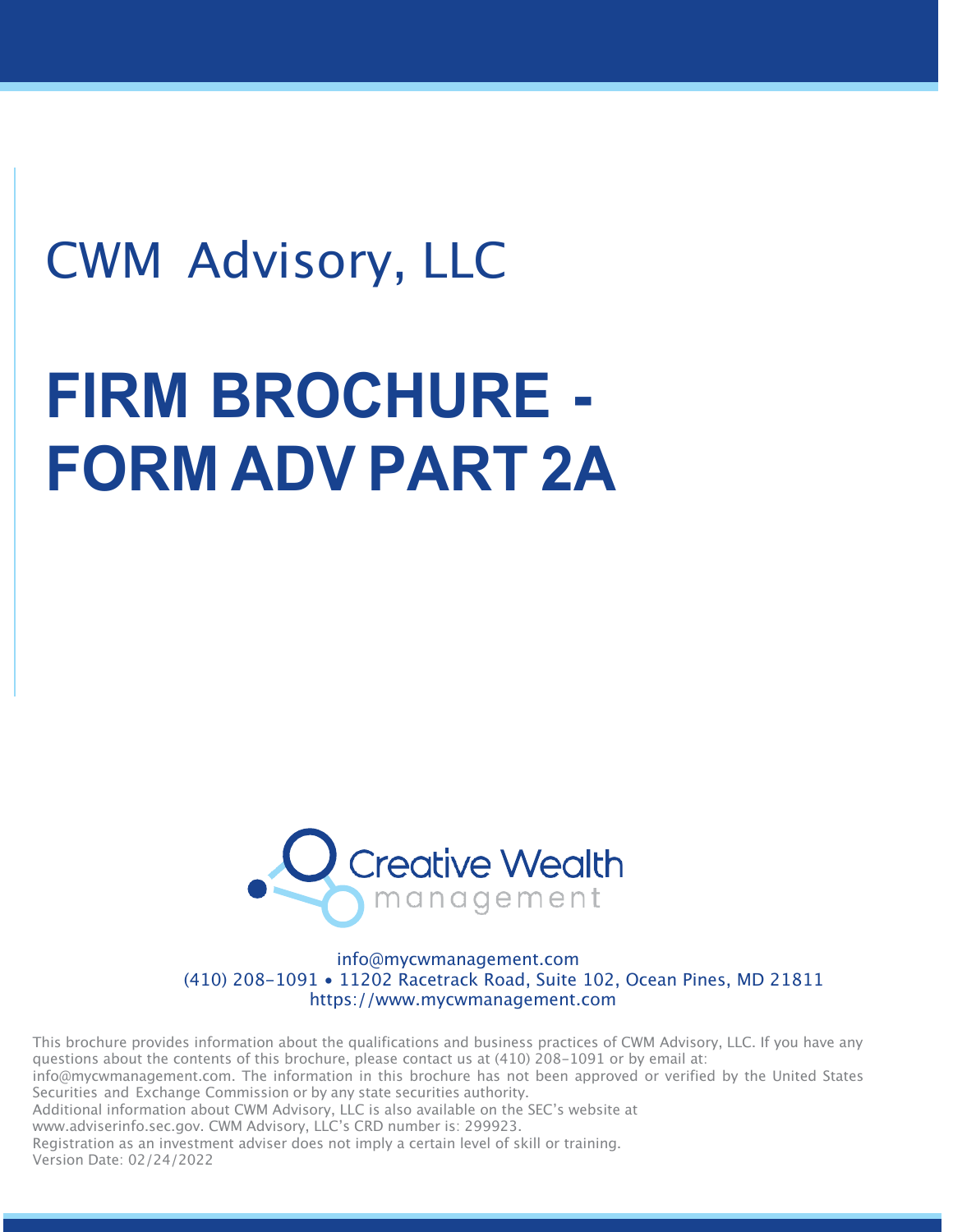# CWM Advisory, LLC

# FIRM BROCHURE - FORM ADV PART 2A

Creative Wealth management

info@mycwmanagement.com
(410) 208-1091 • 11202 Racetrack Road, Suite 102, Ocean Pines, MD 21811
https://www.mycwmanagement.com

This brochure provides information about the qualifications and business practices of CWM Advisory, LLC. If you have any questions about the contents of this brochure, please contact us at (410) 208-1091 or by email at: info@mycwmanagement.com. The information in this brochure has not been approved or verified by the United States Securities and Exchange Commission or by any state securities authority.
Additional information about CWM Advisory, LLC is also available on the SEC's website at www.adviserinfo.sec.gov. CWM Advisory, LLC's CRD number is: 299923.
Registration as an investment adviser does not imply a certain level of skill or training.
Version Date: 02/24/2022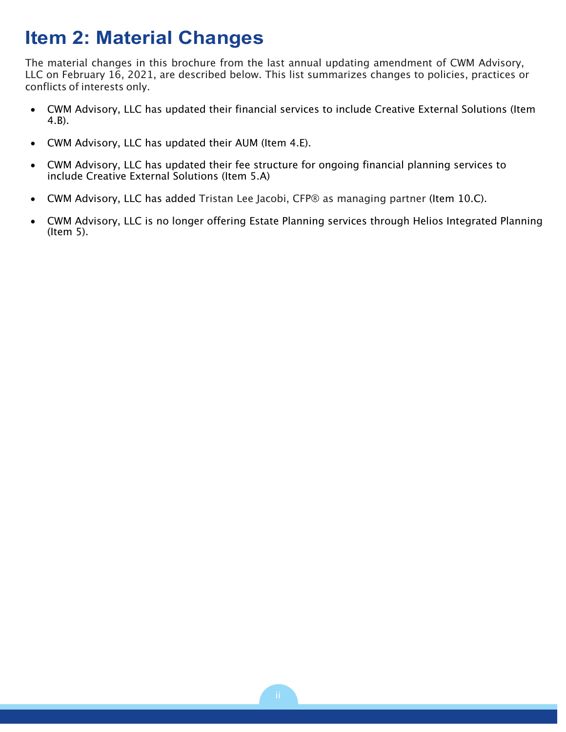# Item 2: Material Changes

The material changes in this brochure from the last annual updating amendment of CWM Advisory, LLC on February 16, 2021, are described below. This list summarizes changes to policies, practices or conflicts of interests only.

- CWM Advisory, LLC has updated their financial services to include Creative External Solutions (Item 4.B).
- CWM Advisory, LLC has updated their AUM (Item 4.E).
- CWM Advisory, LLC has updated their fee structure for ongoing financial planning services to include Creative External Solutions (Item 5.A)
- CWM Advisory, LLC has added Tristan Lee Jacobi, CFP® as managing partner (Item 10.C).
- CWM Advisory, LLC is no longer offering Estate Planning services through Helios Integrated Planning (Item 5).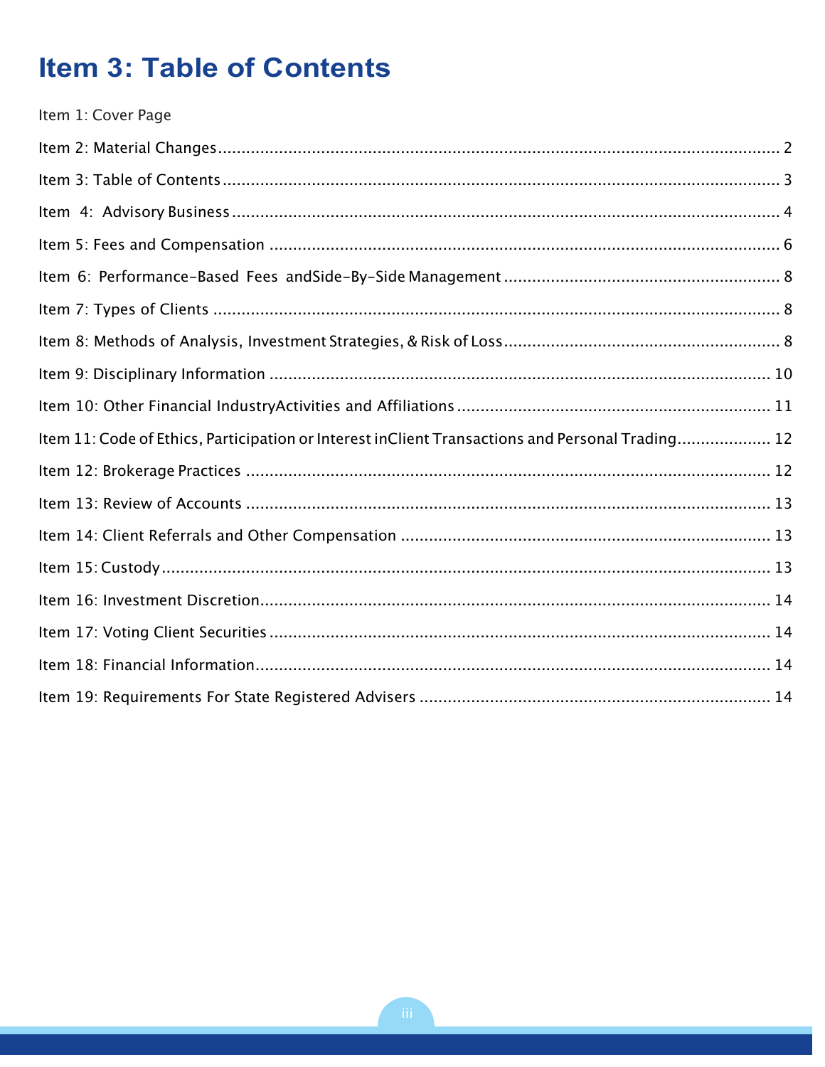# Item 3: Table of Contents

Item 1: Cover Page

Item 2: Material Changes........................................................................................................................ 2

Item 3: Table of Contents....................................................................................................................... 3

Item 4: Advisory Business..................................................................................................................... 4

Item 5: Fees and Compensation .......................................................................................................... 6

Item 6: Performance-Based Fees andSide-By-Side Management ........................................................ 8

Item 7: Types of Clients ........................................................................................................................ 8

Item 8: Methods of Analysis, Investment Strategies, & Risk of Loss........................................................ 8

Item 9: Disciplinary Information ......................................................................................................... 10

Item 10: Other Financial IndustryActivities and Affiliations ................................................................ 11

Item 11: Code of Ethics, Participation or Interest inClient Transactions and Personal Trading.................... 12

Item 12: Brokerage Practices .............................................................................................................. 12

Item 13: Review of Accounts ............................................................................................................... 13

Item 14: Client Referrals and Other Compensation ............................................................................. 13

Item 15: Custody.................................................................................................................................. 13

Item 16: Investment Discretion............................................................................................................ 14

Item 17: Voting Client Securities .......................................................................................................... 14

Item 18: Financial Information............................................................................................................. 14

Item 19: Requirements For State Registered Advisers ......................................................................... 14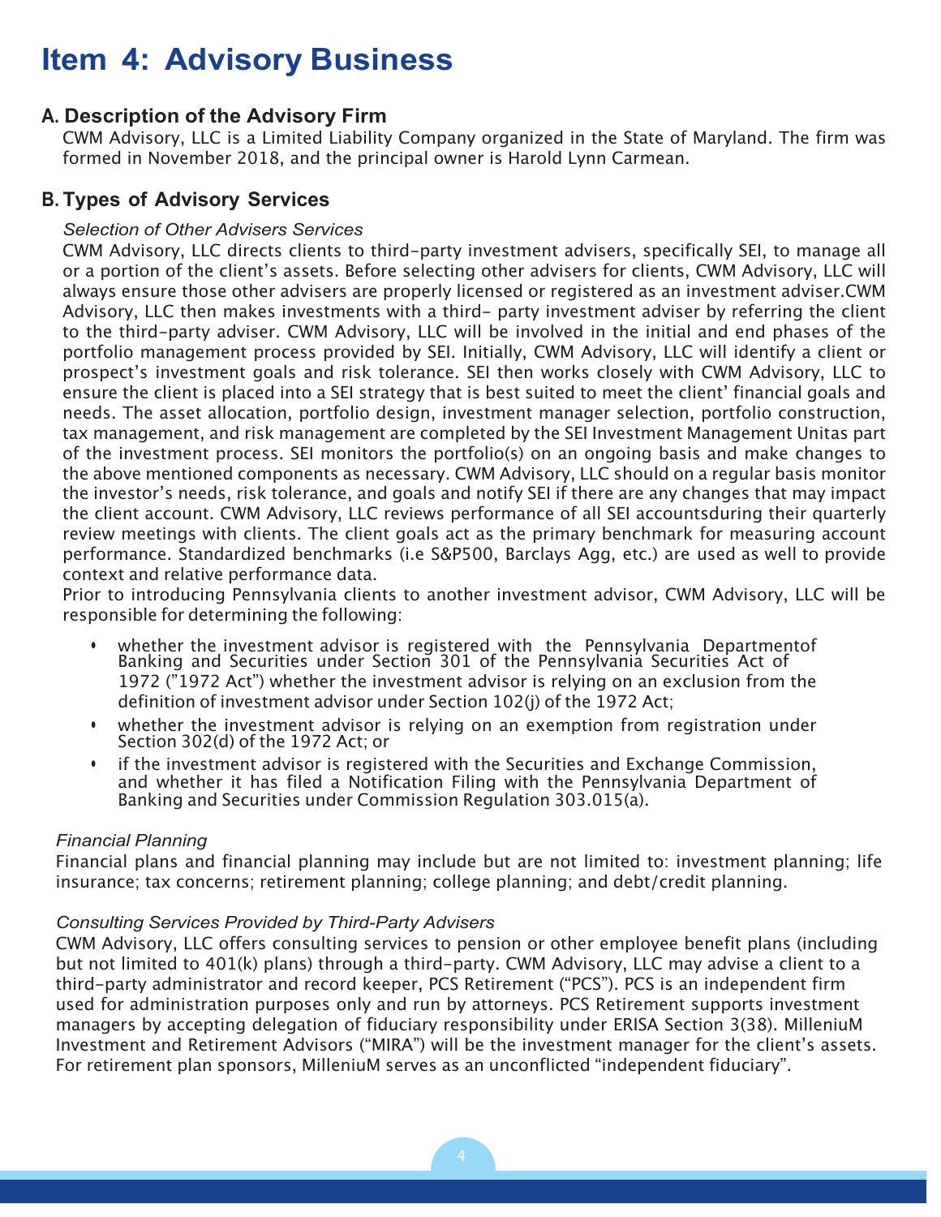# Item 4: Advisory Business

## A. Description of the Advisory Firm

CWM Advisory, LLC is a Limited Liability Company organized in the State of Maryland. The firm was formed in November 2018, and the principal owner is Harold Lynn Carmean.

## B. Types of Advisory Services

*Selection of Other Advisers Services*

CWM Advisory, LLC directs clients to third-party investment advisers, specifically SEI, to manage all or a portion of the client's assets. Before selecting other advisers for clients, CWM Advisory, LLC will always ensure those other advisers are properly licensed or registered as an investment adviser.CWM Advisory, LLC then makes investments with a third- party investment adviser by referring the client to the third-party adviser. CWM Advisory, LLC will be involved in the initial and end phases of the portfolio management process provided by SEI. Initially, CWM Advisory, LLC will identify a client or prospect's investment goals and risk tolerance. SEI then works closely with CWM Advisory, LLC to ensure the client is placed into a SEI strategy that is best suited to meet the client' financial goals and needs. The asset allocation, portfolio design, investment manager selection, portfolio construction, tax management, and risk management are completed by the SEI Investment Management Unitas part of the investment process. SEI monitors the portfolio(s) on an ongoing basis and make changes to the above mentioned components as necessary. CWM Advisory, LLC should on a regular basis monitor the investor's needs, risk tolerance, and goals and notify SEI if there are any changes that may impact the client account. CWM Advisory, LLC reviews performance of all SEI accountsduring their quarterly review meetings with clients. The client goals act as the primary benchmark for measuring account performance. Standardized benchmarks (i.e S&P500, Barclays Agg, etc.) are used as well to provide context and relative performance data.

Prior to introducing Pennsylvania clients to another investment advisor, CWM Advisory, LLC will be responsible for determining the following:

- whether the investment advisor is registered with the Pennsylvania Departmentof Banking and Securities under Section 301 of the Pennsylvania Securities Act of 1972 ("1972 Act") whether the investment advisor is relying on an exclusion from the definition of investment advisor under Section 102(j) of the 1972 Act;
- whether the investment advisor is relying on an exemption from registration under Section 302(d) of the 1972 Act; or
- if the investment advisor is registered with the Securities and Exchange Commission, and whether it has filed a Notification Filing with the Pennsylvania Department of Banking and Securities under Commission Regulation 303.015(a).

*Financial Planning*

Financial plans and financial planning may include but are not limited to: investment planning; life insurance; tax concerns; retirement planning; college planning; and debt/credit planning.

*Consulting Services Provided by Third-Party Advisers*

CWM Advisory, LLC offers consulting services to pension or other employee benefit plans (including but not limited to 401(k) plans) through a third-party. CWM Advisory, LLC may advise a client to a third-party administrator and record keeper, PCS Retirement ("PCS"). PCS is an independent firm used for administration purposes only and run by attorneys. PCS Retirement supports investment managers by accepting delegation of fiduciary responsibility under ERISA Section 3(38). MilleniuM Investment and Retirement Advisors ("MIRA") will be the investment manager for the client's assets. For retirement plan sponsors, MilleniuM serves as an unconflicted "independent fiduciary".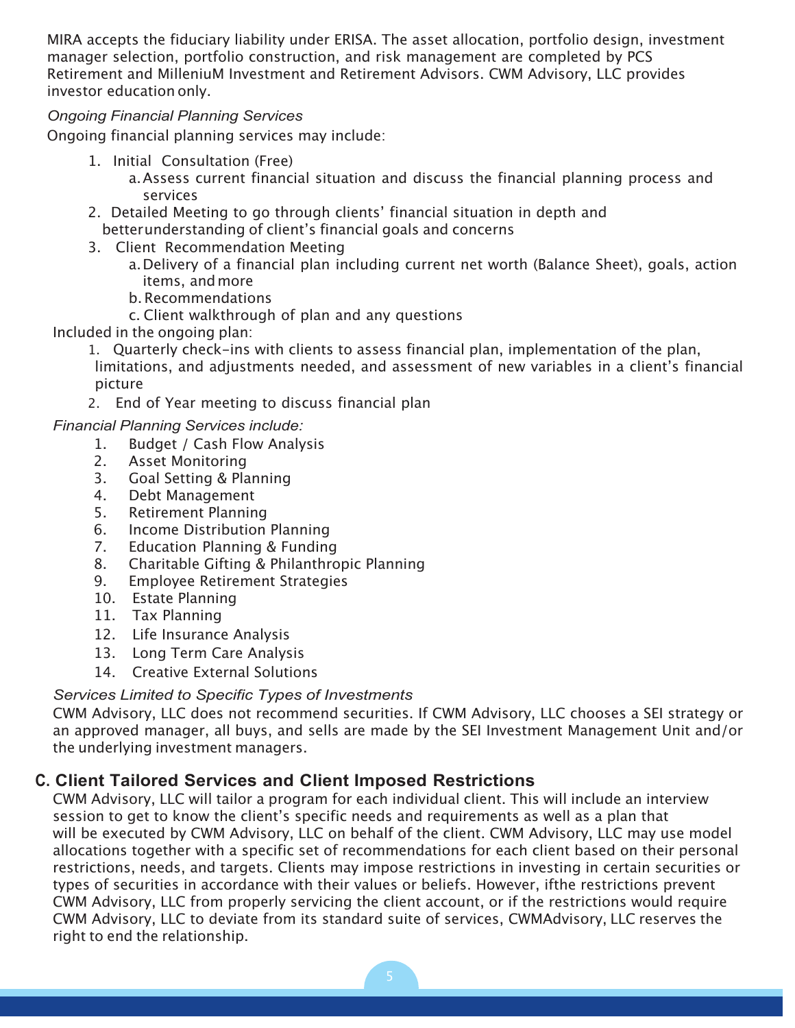MIRA accepts the fiduciary liability under ERISA. The asset allocation, portfolio design, investment manager selection, portfolio construction, and risk management are completed by PCS Retirement and MilleniuM Investment and Retirement Advisors. CWM Advisory, LLC provides investor education only.

*Ongoing Financial Planning Services*

Ongoing financial planning services may include:

1. Initial Consultation (Free)
   a. Assess current financial situation and discuss the financial planning process and services
2. Detailed Meeting to go through clients' financial situation in depth and betterunderstanding of client's financial goals and concerns
3. Client Recommendation Meeting
   a. Delivery of a financial plan including current net worth (Balance Sheet), goals, action items, and more
   b. Recommendations
   c. Client walkthrough of plan and any questions

Included in the ongoing plan:

1. Quarterly check-ins with clients to assess financial plan, implementation of the plan, limitations, and adjustments needed, and assessment of new variables in a client's financial picture
2. End of Year meeting to discuss financial plan

*Financial Planning Services include:*

1. Budget / Cash Flow Analysis
2. Asset Monitoring
3. Goal Setting & Planning
4. Debt Management
5. Retirement Planning
6. Income Distribution Planning
7. Education Planning & Funding
8. Charitable Gifting & Philanthropic Planning
9. Employee Retirement Strategies
10. Estate Planning
11. Tax Planning
12. Life Insurance Analysis
13. Long Term Care Analysis
14. Creative External Solutions

*Services Limited to Specific Types of Investments*

CWM Advisory, LLC does not recommend securities. If CWM Advisory, LLC chooses a SEI strategy or an approved manager, all buys, and sells are made by the SEI Investment Management Unit and/or the underlying investment managers.

## C. Client Tailored Services and Client Imposed Restrictions

CWM Advisory, LLC will tailor a program for each individual client. This will include an interview session to get to know the client's specific needs and requirements as well as a plan that will be executed by CWM Advisory, LLC on behalf of the client. CWM Advisory, LLC may use model allocations together with a specific set of recommendations for each client based on their personal restrictions, needs, and targets. Clients may impose restrictions in investing in certain securities or types of securities in accordance with their values or beliefs. However, ifthe restrictions prevent CWM Advisory, LLC from properly servicing the client account, or if the restrictions would require CWM Advisory, LLC to deviate from its standard suite of services, CWMAdvisory, LLC reserves the right to end the relationship.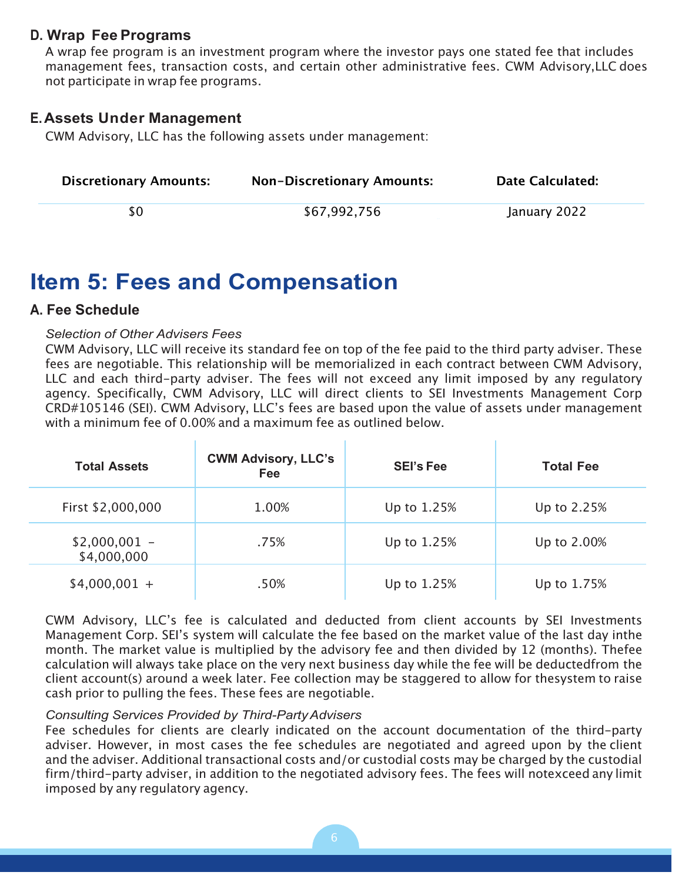### D. Wrap Fee Programs

A wrap fee program is an investment program where the investor pays one stated fee that includes management fees, transaction costs, and certain other administrative fees. CWM Advisory,LLC does not participate in wrap fee programs.

### E. Assets Under Management

CWM Advisory, LLC has the following assets under management:

| Discretionary Amounts: | Non-Discretionary Amounts: | Date Calculated: |
|---|---|---|
| $0 | $67,992,756 | January 2022 |

# Item 5: Fees and Compensation

### A. Fee Schedule

*Selection of Other Advisers Fees*

CWM Advisory, LLC will receive its standard fee on top of the fee paid to the third party adviser. These fees are negotiable. This relationship will be memorialized in each contract between CWM Advisory, LLC and each third-party adviser. The fees will not exceed any limit imposed by any regulatory agency. Specifically, CWM Advisory, LLC will direct clients to SEI Investments Management Corp CRD#105146 (SEI). CWM Advisory, LLC's fees are based upon the value of assets under management with a minimum fee of 0.00% and a maximum fee as outlined below.

| Total Assets | CWM Advisory, LLC's Fee | SEI's Fee | Total Fee |
|---|---|---|---|
| First $2,000,000 | 1.00% | Up to 1.25% | Up to 2.25% |
| $2,000,001 - $4,000,000 | .75% | Up to 1.25% | Up to 2.00% |
| $4,000,001 + | .50% | Up to 1.25% | Up to 1.75% |

CWM Advisory, LLC's fee is calculated and deducted from client accounts by SEI Investments Management Corp. SEI's system will calculate the fee based on the market value of the last day inthe month. The market value is multiplied by the advisory fee and then divided by 12 (months). Thefee calculation will always take place on the very next business day while the fee will be deductedfrom the client account(s) around a week later. Fee collection may be staggered to allow for thesystem to raise cash prior to pulling the fees. These fees are negotiable.

*Consulting Services Provided by Third-Party Advisers*

Fee schedules for clients are clearly indicated on the account documentation of the third-party adviser. However, in most cases the fee schedules are negotiated and agreed upon by the client and the adviser. Additional transactional costs and/or custodial costs may be charged by the custodial firm/third-party adviser, in addition to the negotiated advisory fees. The fees will notexceed any limit imposed by any regulatory agency.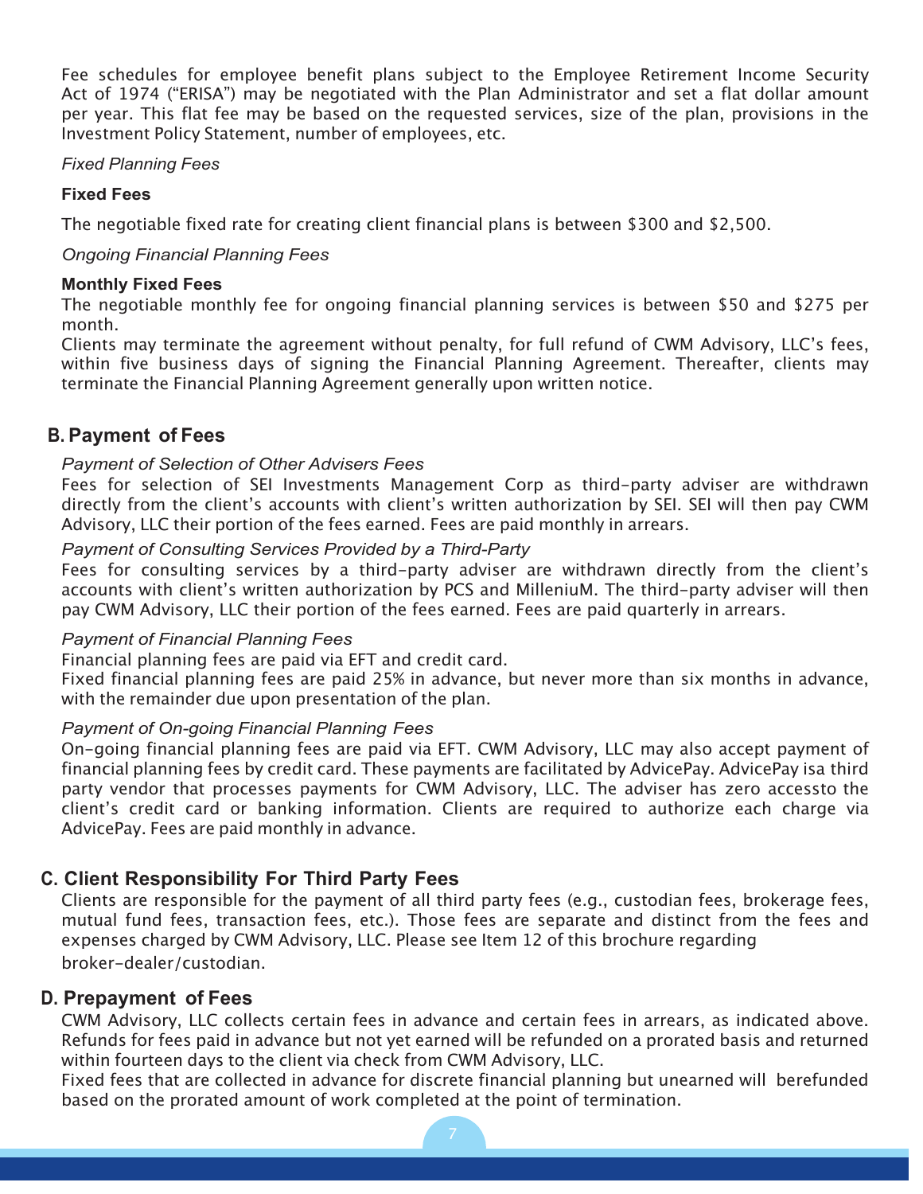Fee schedules for employee benefit plans subject to the Employee Retirement Income Security Act of 1974 ("ERISA") may be negotiated with the Plan Administrator and set a flat dollar amount per year. This flat fee may be based on the requested services, size of the plan, provisions in the Investment Policy Statement, number of employees, etc.

*Fixed Planning Fees*

**Fixed Fees**

The negotiable fixed rate for creating client financial plans is between $300 and $2,500.

*Ongoing Financial Planning Fees*

**Monthly Fixed Fees**

The negotiable monthly fee for ongoing financial planning services is between $50 and $275 per month.

Clients may terminate the agreement without penalty, for full refund of CWM Advisory, LLC's fees, within five business days of signing the Financial Planning Agreement. Thereafter, clients may terminate the Financial Planning Agreement generally upon written notice.

## B. Payment of Fees

*Payment of Selection of Other Advisers Fees*

Fees for selection of SEI Investments Management Corp as third-party adviser are withdrawn directly from the client's accounts with client's written authorization by SEI. SEI will then pay CWM Advisory, LLC their portion of the fees earned. Fees are paid monthly in arrears.

*Payment of Consulting Services Provided by a Third-Party*

Fees for consulting services by a third-party adviser are withdrawn directly from the client's accounts with client's written authorization by PCS and MilleniuM. The third-party adviser will then pay CWM Advisory, LLC their portion of the fees earned. Fees are paid quarterly in arrears.

*Payment of Financial Planning Fees*

Financial planning fees are paid via EFT and credit card.

Fixed financial planning fees are paid 25% in advance, but never more than six months in advance, with the remainder due upon presentation of the plan.

*Payment of On-going Financial Planning Fees*

On-going financial planning fees are paid via EFT. CWM Advisory, LLC may also accept payment of financial planning fees by credit card. These payments are facilitated by AdvicePay. AdvicePay isa third party vendor that processes payments for CWM Advisory, LLC. The adviser has zero accessto the client's credit card or banking information. Clients are required to authorize each charge via AdvicePay. Fees are paid monthly in advance.

## C. Client Responsibility For Third Party Fees

Clients are responsible for the payment of all third party fees (e.g., custodian fees, brokerage fees, mutual fund fees, transaction fees, etc.). Those fees are separate and distinct from the fees and expenses charged by CWM Advisory, LLC. Please see Item 12 of this brochure regarding broker-dealer/custodian.

## D. Prepayment of Fees

CWM Advisory, LLC collects certain fees in advance and certain fees in arrears, as indicated above. Refunds for fees paid in advance but not yet earned will be refunded on a prorated basis and returned within fourteen days to the client via check from CWM Advisory, LLC.

Fixed fees that are collected in advance for discrete financial planning but unearned will berefunded based on the prorated amount of work completed at the point of termination.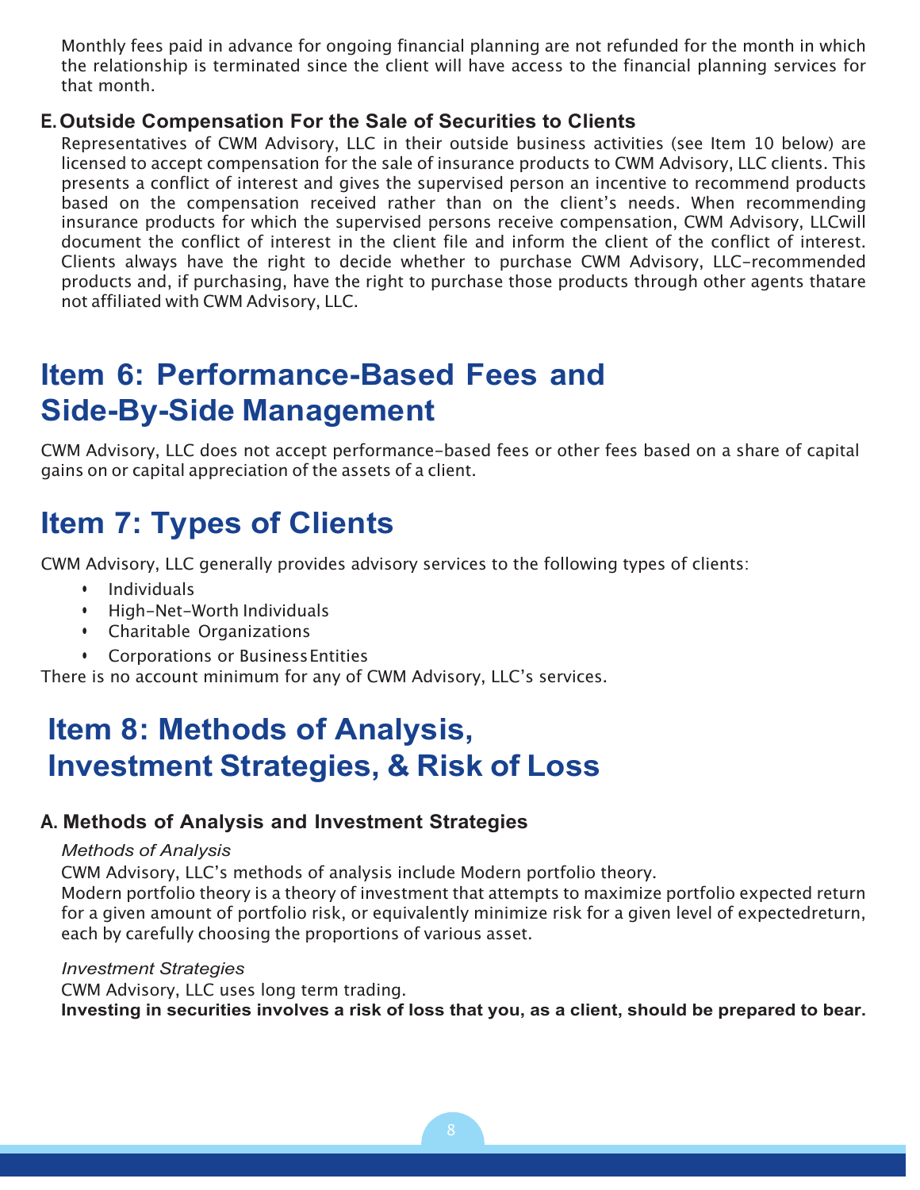Monthly fees paid in advance for ongoing financial planning are not refunded for the month in which the relationship is terminated since the client will have access to the financial planning services for that month.

### E. Outside Compensation For the Sale of Securities to Clients

Representatives of CWM Advisory, LLC in their outside business activities (see Item 10 below) are licensed to accept compensation for the sale of insurance products to CWM Advisory, LLC clients. This presents a conflict of interest and gives the supervised person an incentive to recommend products based on the compensation received rather than on the client's needs. When recommending insurance products for which the supervised persons receive compensation, CWM Advisory, LLCwill document the conflict of interest in the client file and inform the client of the conflict of interest. Clients always have the right to decide whether to purchase CWM Advisory, LLC-recommended products and, if purchasing, have the right to purchase those products through other agents thatare not affiliated with CWM Advisory, LLC.

# Item 6: Performance-Based Fees and Side-By-Side Management

CWM Advisory, LLC does not accept performance-based fees or other fees based on a share of capital gains on or capital appreciation of the assets of a client.

# Item 7: Types of Clients

CWM Advisory, LLC generally provides advisory services to the following types of clients:

- Individuals
- High-Net-Worth Individuals
- Charitable Organizations
- Corporations or Business Entities

There is no account minimum for any of CWM Advisory, LLC's services.

# Item 8: Methods of Analysis, Investment Strategies, & Risk of Loss

### A. Methods of Analysis and Investment Strategies

*Methods of Analysis*

CWM Advisory, LLC's methods of analysis include Modern portfolio theory.

Modern portfolio theory is a theory of investment that attempts to maximize portfolio expected return for a given amount of portfolio risk, or equivalently minimize risk for a given level of expectedreturn, each by carefully choosing the proportions of various asset.

*Investment Strategies*

CWM Advisory, LLC uses long term trading.

**Investing in securities involves a risk of loss that you, as a client, should be prepared to bear.**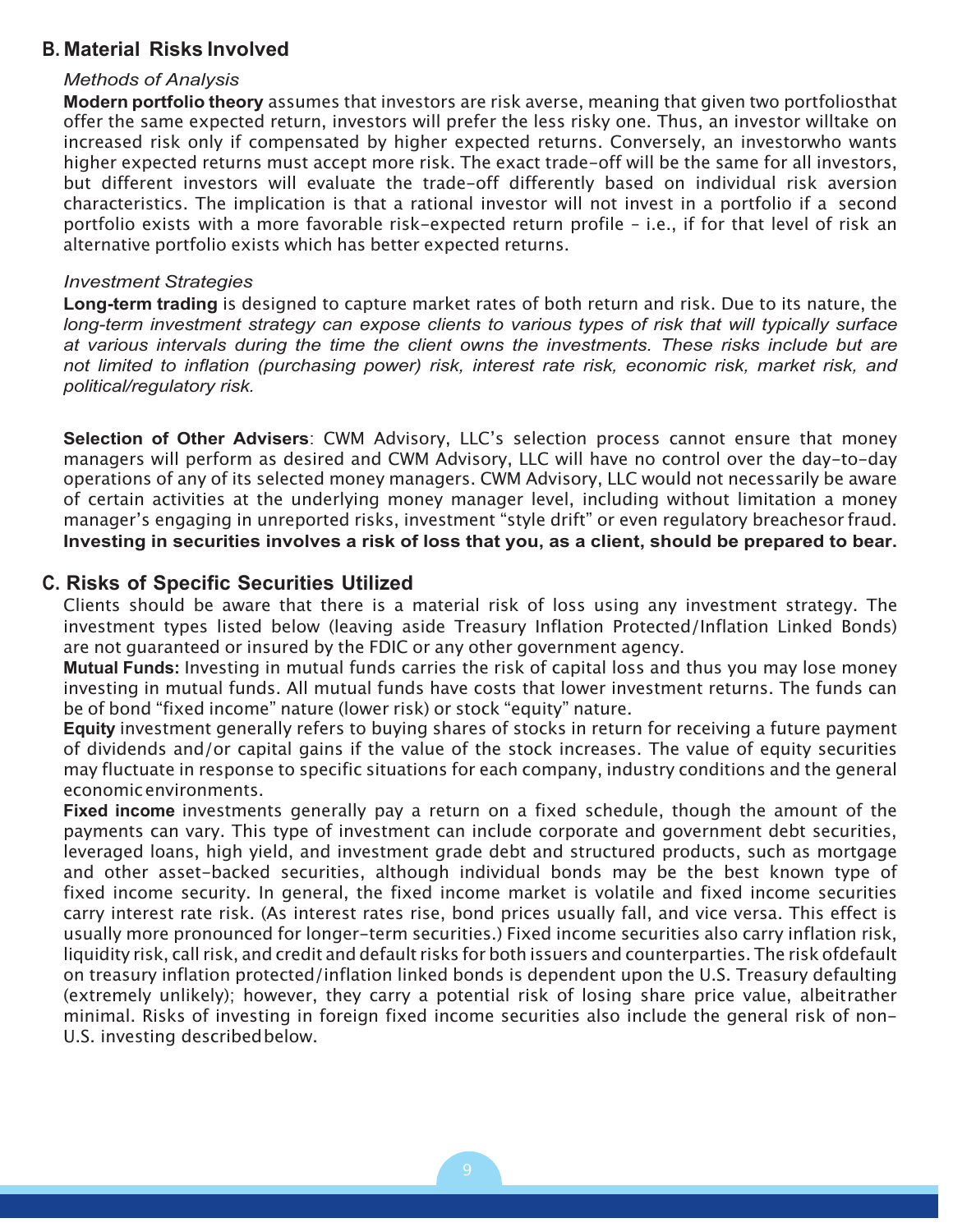## B. Material Risks Involved

*Methods of Analysis*

**Modern portfolio theory** assumes that investors are risk averse, meaning that given two portfoliosthat offer the same expected return, investors will prefer the less risky one. Thus, an investor willtake on increased risk only if compensated by higher expected returns. Conversely, an investorwho wants higher expected returns must accept more risk. The exact trade-off will be the same for all investors, but different investors will evaluate the trade-off differently based on individual risk aversion characteristics. The implication is that a rational investor will not invest in a portfolio if a second portfolio exists with a more favorable risk-expected return profile – i.e., if for that level of risk an alternative portfolio exists which has better expected returns.

*Investment Strategies*

**Long-term trading** is designed to capture market rates of both return and risk. Due to its nature, the *long-term investment strategy can expose clients to various types of risk that will typically surface at various intervals during the time the client owns the investments. These risks include but are not limited to inflation (purchasing power) risk, interest rate risk, economic risk, market risk, and political/regulatory risk.*

**Selection of Other Advisers**: CWM Advisory, LLC's selection process cannot ensure that money managers will perform as desired and CWM Advisory, LLC will have no control over the day-to-day operations of any of its selected money managers. CWM Advisory, LLC would not necessarily be aware of certain activities at the underlying money manager level, including without limitation a money manager's engaging in unreported risks, investment "style drift" or even regulatory breachesor fraud. **Investing in securities involves a risk of loss that you, as a client, should be prepared to bear.**

## C. Risks of Specific Securities Utilized

Clients should be aware that there is a material risk of loss using any investment strategy. The investment types listed below (leaving aside Treasury Inflation Protected/Inflation Linked Bonds) are not guaranteed or insured by the FDIC or any other government agency.

**Mutual Funds:** Investing in mutual funds carries the risk of capital loss and thus you may lose money investing in mutual funds. All mutual funds have costs that lower investment returns. The funds can be of bond "fixed income" nature (lower risk) or stock "equity" nature.

**Equity** investment generally refers to buying shares of stocks in return for receiving a future payment of dividends and/or capital gains if the value of the stock increases. The value of equity securities may fluctuate in response to specific situations for each company, industry conditions and the general economic environments.

**Fixed income** investments generally pay a return on a fixed schedule, though the amount of the payments can vary. This type of investment can include corporate and government debt securities, leveraged loans, high yield, and investment grade debt and structured products, such as mortgage and other asset-backed securities, although individual bonds may be the best known type of fixed income security. In general, the fixed income market is volatile and fixed income securities carry interest rate risk. (As interest rates rise, bond prices usually fall, and vice versa. This effect is usually more pronounced for longer-term securities.) Fixed income securities also carry inflation risk, liquidity risk, call risk, and credit and default risks for both issuers and counterparties. The risk ofdefault on treasury inflation protected/inflation linked bonds is dependent upon the U.S. Treasury defaulting (extremely unlikely); however, they carry a potential risk of losing share price value, albeitrather minimal. Risks of investing in foreign fixed income securities also include the general risk of non-U.S. investing described below.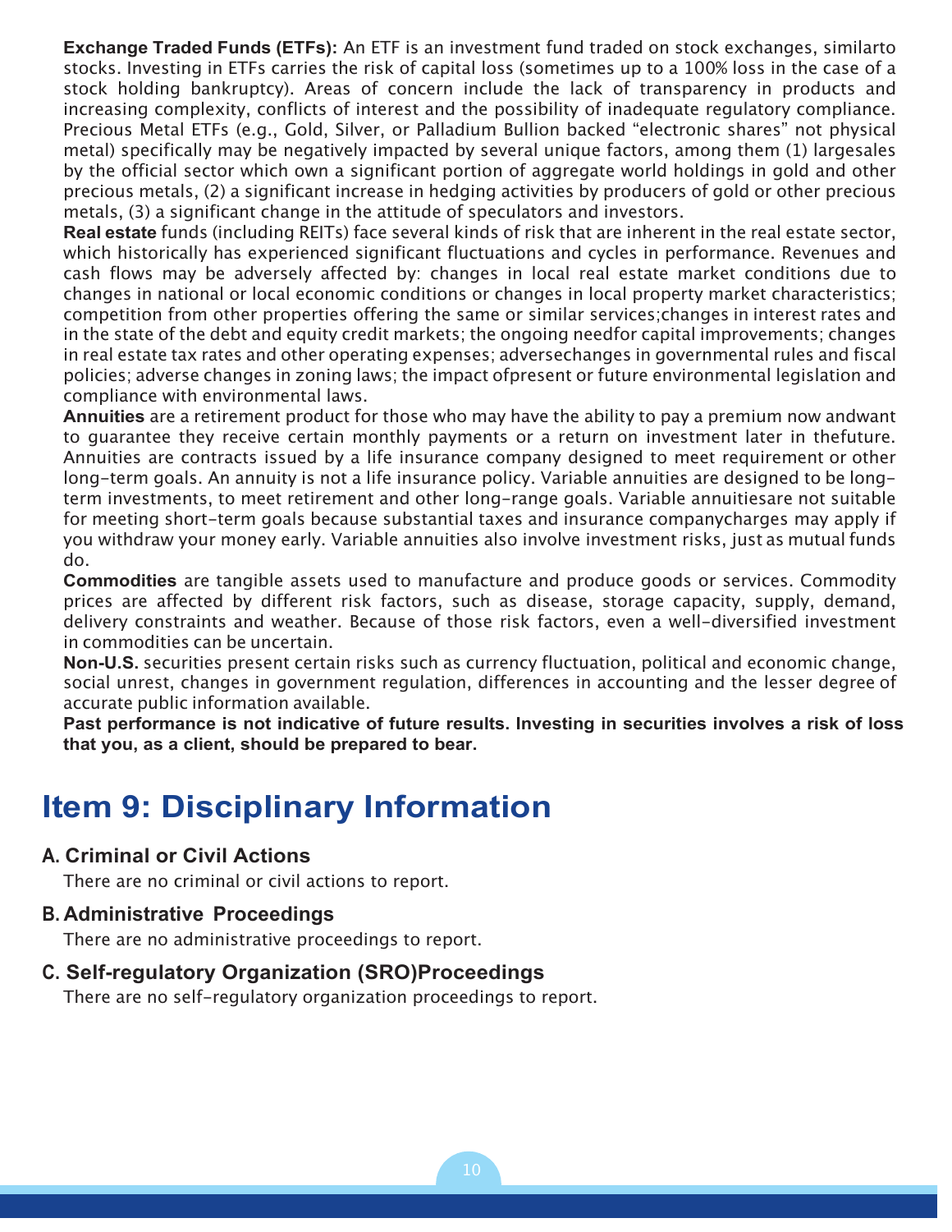**Exchange Traded Funds (ETFs):** An ETF is an investment fund traded on stock exchanges, similarto stocks. Investing in ETFs carries the risk of capital loss (sometimes up to a 100% loss in the case of a stock holding bankruptcy). Areas of concern include the lack of transparency in products and increasing complexity, conflicts of interest and the possibility of inadequate regulatory compliance. Precious Metal ETFs (e.g., Gold, Silver, or Palladium Bullion backed "electronic shares" not physical metal) specifically may be negatively impacted by several unique factors, among them (1) largesales by the official sector which own a significant portion of aggregate world holdings in gold and other precious metals, (2) a significant increase in hedging activities by producers of gold or other precious metals, (3) a significant change in the attitude of speculators and investors.

**Real estate** funds (including REITs) face several kinds of risk that are inherent in the real estate sector, which historically has experienced significant fluctuations and cycles in performance. Revenues and cash flows may be adversely affected by: changes in local real estate market conditions due to changes in national or local economic conditions or changes in local property market characteristics; competition from other properties offering the same or similar services;changes in interest rates and in the state of the debt and equity credit markets; the ongoing needfor capital improvements; changes in real estate tax rates and other operating expenses; adversechanges in governmental rules and fiscal policies; adverse changes in zoning laws; the impact ofpresent or future environmental legislation and compliance with environmental laws.

**Annuities** are a retirement product for those who may have the ability to pay a premium now andwant to guarantee they receive certain monthly payments or a return on investment later in thefuture. Annuities are contracts issued by a life insurance company designed to meet requirement or other long-term goals. An annuity is not a life insurance policy. Variable annuities are designed to be long-term investments, to meet retirement and other long-range goals. Variable annuitiesare not suitable for meeting short-term goals because substantial taxes and insurance companycharges may apply if you withdraw your money early. Variable annuities also involve investment risks, just as mutual funds do.

**Commodities** are tangible assets used to manufacture and produce goods or services. Commodity prices are affected by different risk factors, such as disease, storage capacity, supply, demand, delivery constraints and weather. Because of those risk factors, even a well-diversified investment in commodities can be uncertain.

**Non-U.S.** securities present certain risks such as currency fluctuation, political and economic change, social unrest, changes in government regulation, differences in accounting and the lesser degree of accurate public information available.

**Past performance is not indicative of future results. Investing in securities involves a risk of loss that you, as a client, should be prepared to bear.**

# Item 9: Disciplinary Information

### A. Criminal or Civil Actions

There are no criminal or civil actions to report.

### B. Administrative Proceedings

There are no administrative proceedings to report.

### C. Self-regulatory Organization (SRO)Proceedings

There are no self-regulatory organization proceedings to report.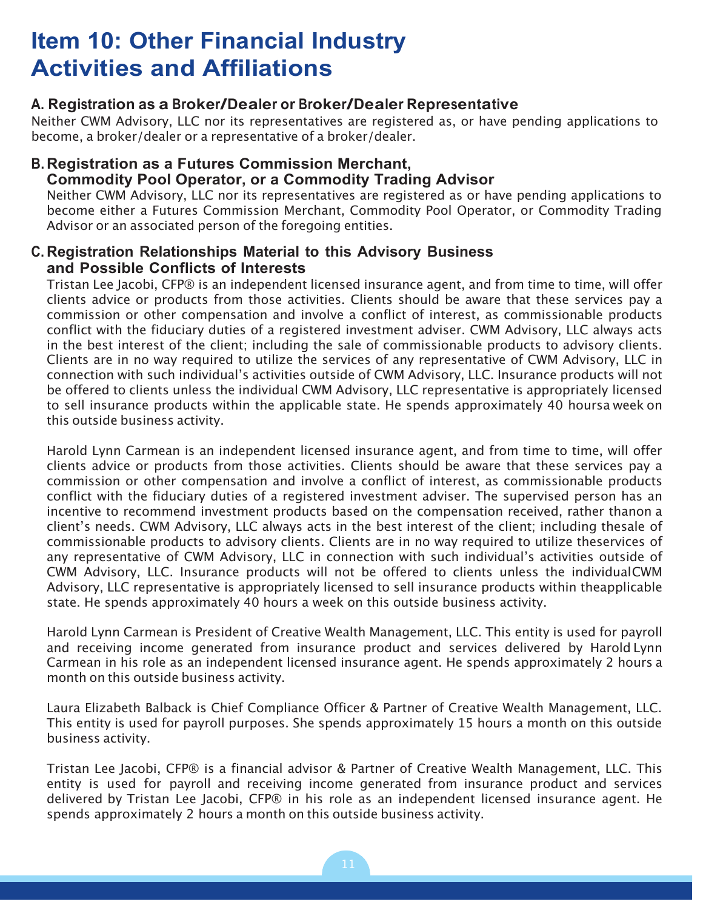# Item 10: Other Financial Industry Activities and Affiliations

## A. Registration as a Broker/Dealer or Broker/Dealer Representative

Neither CWM Advisory, LLC nor its representatives are registered as, or have pending applications to become, a broker/dealer or a representative of a broker/dealer.

## B. Registration as a Futures Commission Merchant, Commodity Pool Operator, or a Commodity Trading Advisor

Neither CWM Advisory, LLC nor its representatives are registered as or have pending applications to become either a Futures Commission Merchant, Commodity Pool Operator, or Commodity Trading Advisor or an associated person of the foregoing entities.

## C. Registration Relationships Material to this Advisory Business and Possible Conflicts of Interests

Tristan Lee Jacobi, CFP® is an independent licensed insurance agent, and from time to time, will offer clients advice or products from those activities. Clients should be aware that these services pay a commission or other compensation and involve a conflict of interest, as commissionable products conflict with the fiduciary duties of a registered investment adviser. CWM Advisory, LLC always acts in the best interest of the client; including the sale of commissionable products to advisory clients. Clients are in no way required to utilize the services of any representative of CWM Advisory, LLC in connection with such individual's activities outside of CWM Advisory, LLC. Insurance products will not be offered to clients unless the individual CWM Advisory, LLC representative is appropriately licensed to sell insurance products within the applicable state. He spends approximately 40 hoursa week on this outside business activity.

Harold Lynn Carmean is an independent licensed insurance agent, and from time to time, will offer clients advice or products from those activities. Clients should be aware that these services pay a commission or other compensation and involve a conflict of interest, as commissionable products conflict with the fiduciary duties of a registered investment adviser. The supervised person has an incentive to recommend investment products based on the compensation received, rather thanon a client's needs. CWM Advisory, LLC always acts in the best interest of the client; including thesale of commissionable products to advisory clients. Clients are in no way required to utilize theservices of any representative of CWM Advisory, LLC in connection with such individual's activities outside of CWM Advisory, LLC. Insurance products will not be offered to clients unless the individualCWM Advisory, LLC representative is appropriately licensed to sell insurance products within theapplicable state. He spends approximately 40 hours a week on this outside business activity.

Harold Lynn Carmean is President of Creative Wealth Management, LLC. This entity is used for payroll and receiving income generated from insurance product and services delivered by Harold Lynn Carmean in his role as an independent licensed insurance agent. He spends approximately 2 hours a month on this outside business activity.

Laura Elizabeth Balback is Chief Compliance Officer & Partner of Creative Wealth Management, LLC. This entity is used for payroll purposes. She spends approximately 15 hours a month on this outside business activity.

Tristan Lee Jacobi, CFP® is a financial advisor & Partner of Creative Wealth Management, LLC. This entity is used for payroll and receiving income generated from insurance product and services delivered by Tristan Lee Jacobi, CFP® in his role as an independent licensed insurance agent. He spends approximately 2 hours a month on this outside business activity.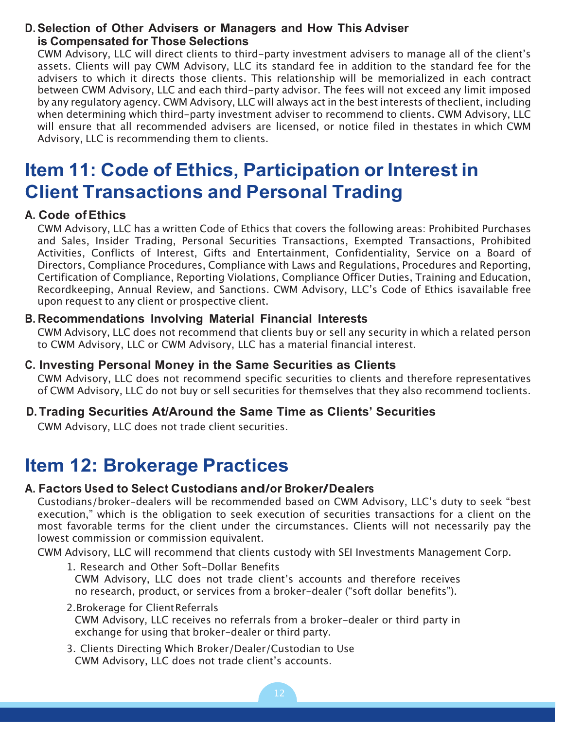### D. Selection of Other Advisers or Managers and How This Adviser is Compensated for Those Selections

CWM Advisory, LLC will direct clients to third-party investment advisers to manage all of the client's assets. Clients will pay CWM Advisory, LLC its standard fee in addition to the standard fee for the advisers to which it directs those clients. This relationship will be memorialized in each contract between CWM Advisory, LLC and each third-party advisor. The fees will not exceed any limit imposed by any regulatory agency. CWM Advisory, LLC will always act in the best interests of theclient, including when determining which third-party investment adviser to recommend to clients. CWM Advisory, LLC will ensure that all recommended advisers are licensed, or notice filed in thestates in which CWM Advisory, LLC is recommending them to clients.

# Item 11: Code of Ethics, Participation or Interest in Client Transactions and Personal Trading

### A. Code of Ethics

CWM Advisory, LLC has a written Code of Ethics that covers the following areas: Prohibited Purchases and Sales, Insider Trading, Personal Securities Transactions, Exempted Transactions, Prohibited Activities, Conflicts of Interest, Gifts and Entertainment, Confidentiality, Service on a Board of Directors, Compliance Procedures, Compliance with Laws and Regulations, Procedures and Reporting, Certification of Compliance, Reporting Violations, Compliance Officer Duties, Training and Education, Recordkeeping, Annual Review, and Sanctions. CWM Advisory, LLC's Code of Ethics isavailable free upon request to any client or prospective client.

### B. Recommendations Involving Material Financial Interests

CWM Advisory, LLC does not recommend that clients buy or sell any security in which a related person to CWM Advisory, LLC or CWM Advisory, LLC has a material financial interest.

### C. Investing Personal Money in the Same Securities as Clients

CWM Advisory, LLC does not recommend specific securities to clients and therefore representatives of CWM Advisory, LLC do not buy or sell securities for themselves that they also recommend toclients.

### D. Trading Securities At/Around the Same Time as Clients' Securities

CWM Advisory, LLC does not trade client securities.

# Item 12: Brokerage Practices

### A. Factors Used to Select Custodians and/or Broker/Dealers

Custodians/broker-dealers will be recommended based on CWM Advisory, LLC's duty to seek "best execution," which is the obligation to seek execution of securities transactions for a client on the most favorable terms for the client under the circumstances. Clients will not necessarily pay the lowest commission or commission equivalent.

CWM Advisory, LLC will recommend that clients custody with SEI Investments Management Corp.

1. Research and Other Soft-Dollar Benefits
   CWM Advisory, LLC does not trade client's accounts and therefore receives no research, product, or services from a broker-dealer ("soft dollar benefits").

2. Brokerage for Client Referrals
   CWM Advisory, LLC receives no referrals from a broker-dealer or third party in exchange for using that broker-dealer or third party.

3. Clients Directing Which Broker/Dealer/Custodian to Use
   CWM Advisory, LLC does not trade client's accounts.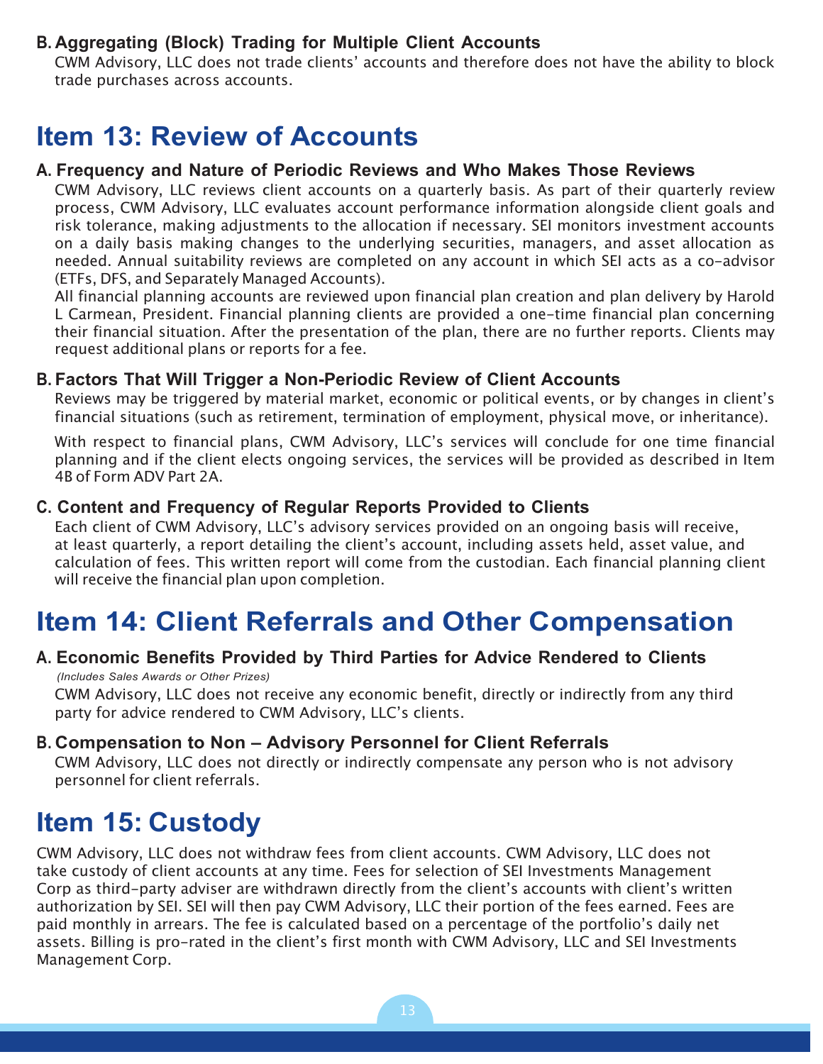### B. Aggregating (Block) Trading for Multiple Client Accounts

CWM Advisory, LLC does not trade clients' accounts and therefore does not have the ability to block trade purchases across accounts.

## Item 13: Review of Accounts

### A. Frequency and Nature of Periodic Reviews and Who Makes Those Reviews

CWM Advisory, LLC reviews client accounts on a quarterly basis. As part of their quarterly review process, CWM Advisory, LLC evaluates account performance information alongside client goals and risk tolerance, making adjustments to the allocation if necessary. SEI monitors investment accounts on a daily basis making changes to the underlying securities, managers, and asset allocation as needed. Annual suitability reviews are completed on any account in which SEI acts as a co-advisor (ETFs, DFS, and Separately Managed Accounts).

All financial planning accounts are reviewed upon financial plan creation and plan delivery by Harold L Carmean, President. Financial planning clients are provided a one-time financial plan concerning their financial situation. After the presentation of the plan, there are no further reports. Clients may request additional plans or reports for a fee.

### B. Factors That Will Trigger a Non-Periodic Review of Client Accounts

Reviews may be triggered by material market, economic or political events, or by changes in client's financial situations (such as retirement, termination of employment, physical move, or inheritance).

With respect to financial plans, CWM Advisory, LLC's services will conclude for one time financial planning and if the client elects ongoing services, the services will be provided as described in Item 4B of Form ADV Part 2A.

### C. Content and Frequency of Regular Reports Provided to Clients

Each client of CWM Advisory, LLC's advisory services provided on an ongoing basis will receive, at least quarterly, a report detailing the client's account, including assets held, asset value, and calculation of fees. This written report will come from the custodian. Each financial planning client will receive the financial plan upon completion.

## Item 14: Client Referrals and Other Compensation

### A. Economic Benefits Provided by Third Parties for Advice Rendered to Clients

*(Includes Sales Awards or Other Prizes)*

CWM Advisory, LLC does not receive any economic benefit, directly or indirectly from any third party for advice rendered to CWM Advisory, LLC's clients.

### B. Compensation to Non – Advisory Personnel for Client Referrals

CWM Advisory, LLC does not directly or indirectly compensate any person who is not advisory personnel for client referrals.

## Item 15: Custody

CWM Advisory, LLC does not withdraw fees from client accounts. CWM Advisory, LLC does not take custody of client accounts at any time. Fees for selection of SEI Investments Management Corp as third-party adviser are withdrawn directly from the client's accounts with client's written authorization by SEI. SEI will then pay CWM Advisory, LLC their portion of the fees earned. Fees are paid monthly in arrears. The fee is calculated based on a percentage of the portfolio's daily net assets. Billing is pro-rated in the client's first month with CWM Advisory, LLC and SEI Investments Management Corp.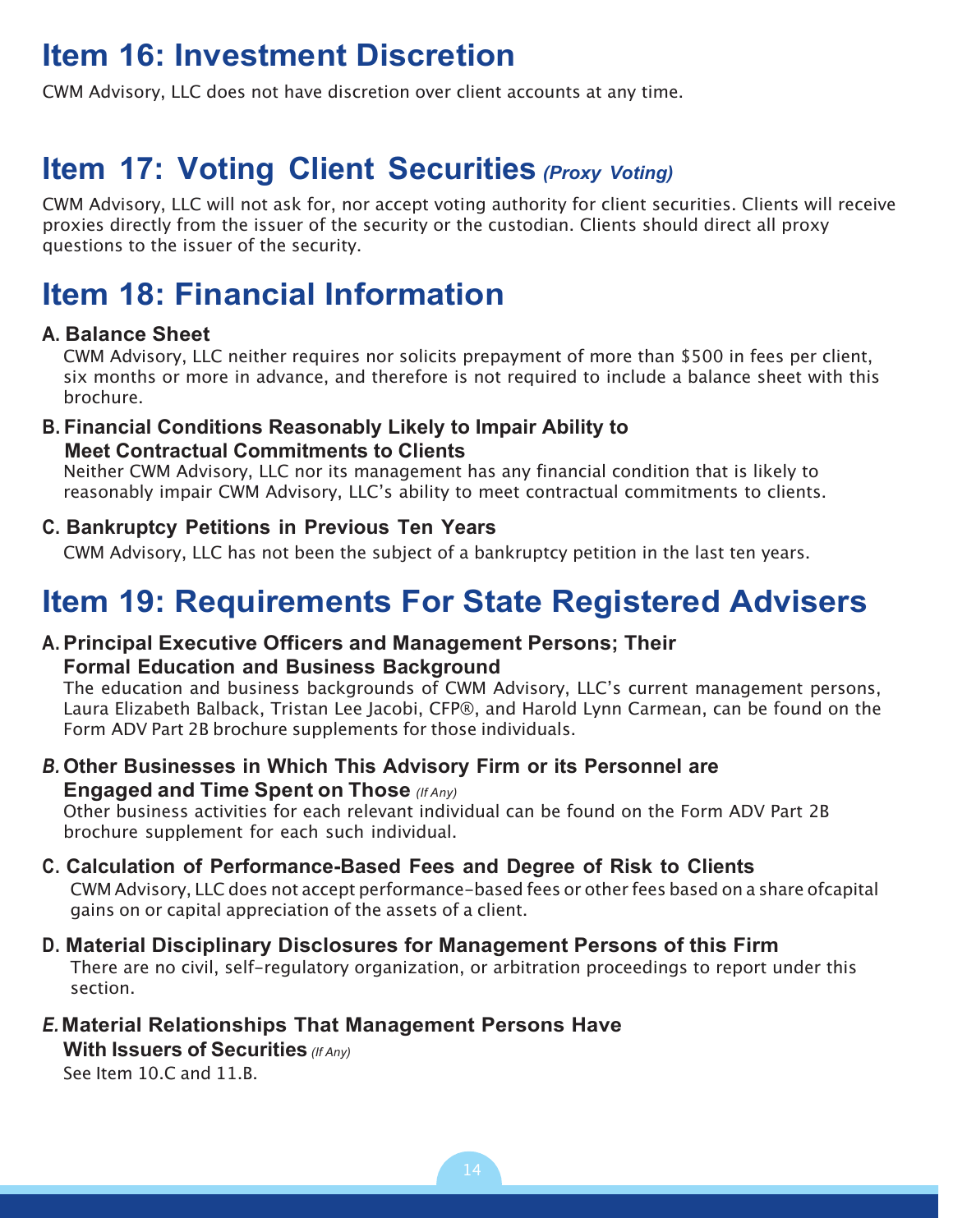# Item 16: Investment Discretion

CWM Advisory, LLC does not have discretion over client accounts at any time.

# Item 17: Voting Client Securities *(Proxy Voting)*

CWM Advisory, LLC will not ask for, nor accept voting authority for client securities. Clients will receive proxies directly from the issuer of the security or the custodian. Clients should direct all proxy questions to the issuer of the security.

# Item 18: Financial Information

### A. Balance Sheet

CWM Advisory, LLC neither requires nor solicits prepayment of more than $500 in fees per client, six months or more in advance, and therefore is not required to include a balance sheet with this brochure.

### B. Financial Conditions Reasonably Likely to Impair Ability to Meet Contractual Commitments to Clients

Neither CWM Advisory, LLC nor its management has any financial condition that is likely to reasonably impair CWM Advisory, LLC's ability to meet contractual commitments to clients.

### C. Bankruptcy Petitions in Previous Ten Years

CWM Advisory, LLC has not been the subject of a bankruptcy petition in the last ten years.

# Item 19: Requirements For State Registered Advisers

### A. Principal Executive Officers and Management Persons; Their Formal Education and Business Background

The education and business backgrounds of CWM Advisory, LLC's current management persons, Laura Elizabeth Balback, Tristan Lee Jacobi, CFP®, and Harold Lynn Carmean, can be found on the Form ADV Part 2B brochure supplements for those individuals.

### *B.* Other Businesses in Which This Advisory Firm or its Personnel are Engaged and Time Spent on Those *(If Any)*

Other business activities for each relevant individual can be found on the Form ADV Part 2B brochure supplement for each such individual.

### C. Calculation of Performance-Based Fees and Degree of Risk to Clients

CWM Advisory, LLC does not accept performance-based fees or other fees based on a share ofcapital gains on or capital appreciation of the assets of a client.

### D. Material Disciplinary Disclosures for Management Persons of this Firm

There are no civil, self-regulatory organization, or arbitration proceedings to report under this section.

### *E.* Material Relationships That Management Persons Have With Issuers of Securities *(If Any)*

See Item 10.C and 11.B.